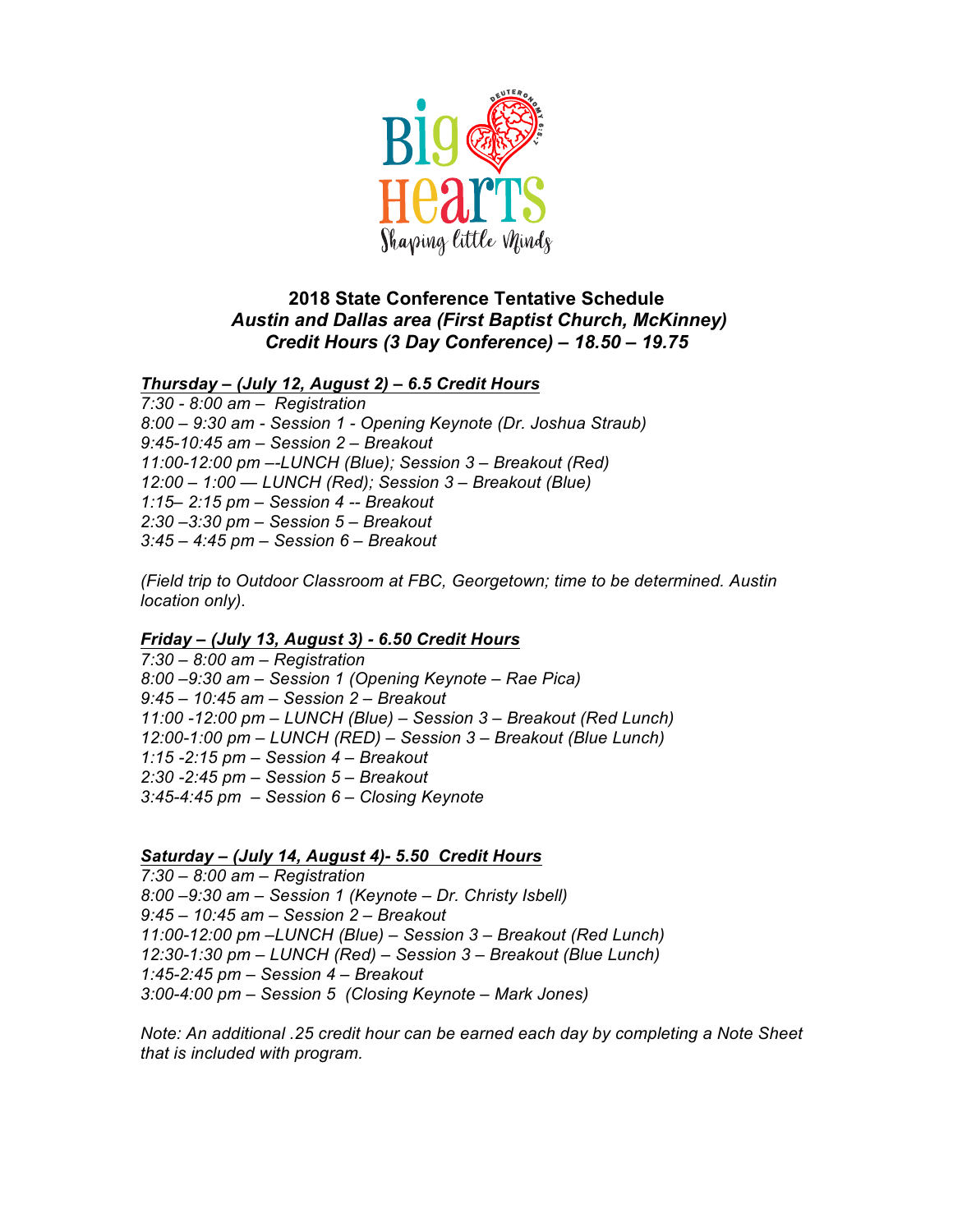# 2018 State Conference Tentative Schedule

## *Austin and Dallas area (First Baptist Church, McKinney)*

## *Credit Hours (3 Day Conference) – 18.50 – 19.75*

***<u>Thursday – (July 12, August 2) – 6.5 Credit Hours</u>***

*7:30 - 8:00 am – Registration*
*8:00 – 9:30 am - Session 1 - Opening Keynote (Dr. Joshua Straub)*
*9:45-10:45 am – Session 2 – Breakout*
*11:00-12:00 pm –-LUNCH (Blue); Session 3 – Breakout (Red)*
*12:00 – 1:00 — LUNCH (Red); Session 3 – Breakout (Blue)*
*1:15– 2:15 pm – Session 4 -- Breakout*
*2:30 –3:30 pm – Session 5 – Breakout*
*3:45 – 4:45 pm – Session 6 – Breakout*

*(Field trip to Outdoor Classroom at FBC, Georgetown; time to be determined. Austin location only).*

***<u>Friday – (July 13, August 3) - 6.50 Credit Hours</u>***

*7:30 – 8:00 am – Registration*
*8:00 –9:30 am – Session 1 (Opening Keynote – Rae Pica)*
*9:45 – 10:45 am – Session 2 – Breakout*
*11:00 -12:00 pm – LUNCH (Blue) – Session 3 – Breakout (Red Lunch)*
*12:00-1:00 pm – LUNCH (RED) – Session 3 – Breakout (Blue Lunch)*
*1:15 -2:15 pm – Session 4 – Breakout*
*2:30 -2:45 pm – Session 5 – Breakout*
*3:45-4:45 pm – Session 6 – Closing Keynote*

***<u>Saturday – (July 14, August 4)- 5.50 Credit Hours</u>***

*7:30 – 8:00 am – Registration*
*8:00 –9:30 am – Session 1 (Keynote – Dr. Christy Isbell)*
*9:45 – 10:45 am – Session 2 – Breakout*
*11:00-12:00 pm –LUNCH (Blue) – Session 3 – Breakout (Red Lunch)*
*12:30-1:30 pm – LUNCH (Red) – Session 3 – Breakout (Blue Lunch)*
*1:45-2:45 pm – Session 4 – Breakout*
*3:00-4:00 pm – Session 5 (Closing Keynote – Mark Jones)*

*Note: An additional .25 credit hour can be earned each day by completing a Note Sheet that is included with program.*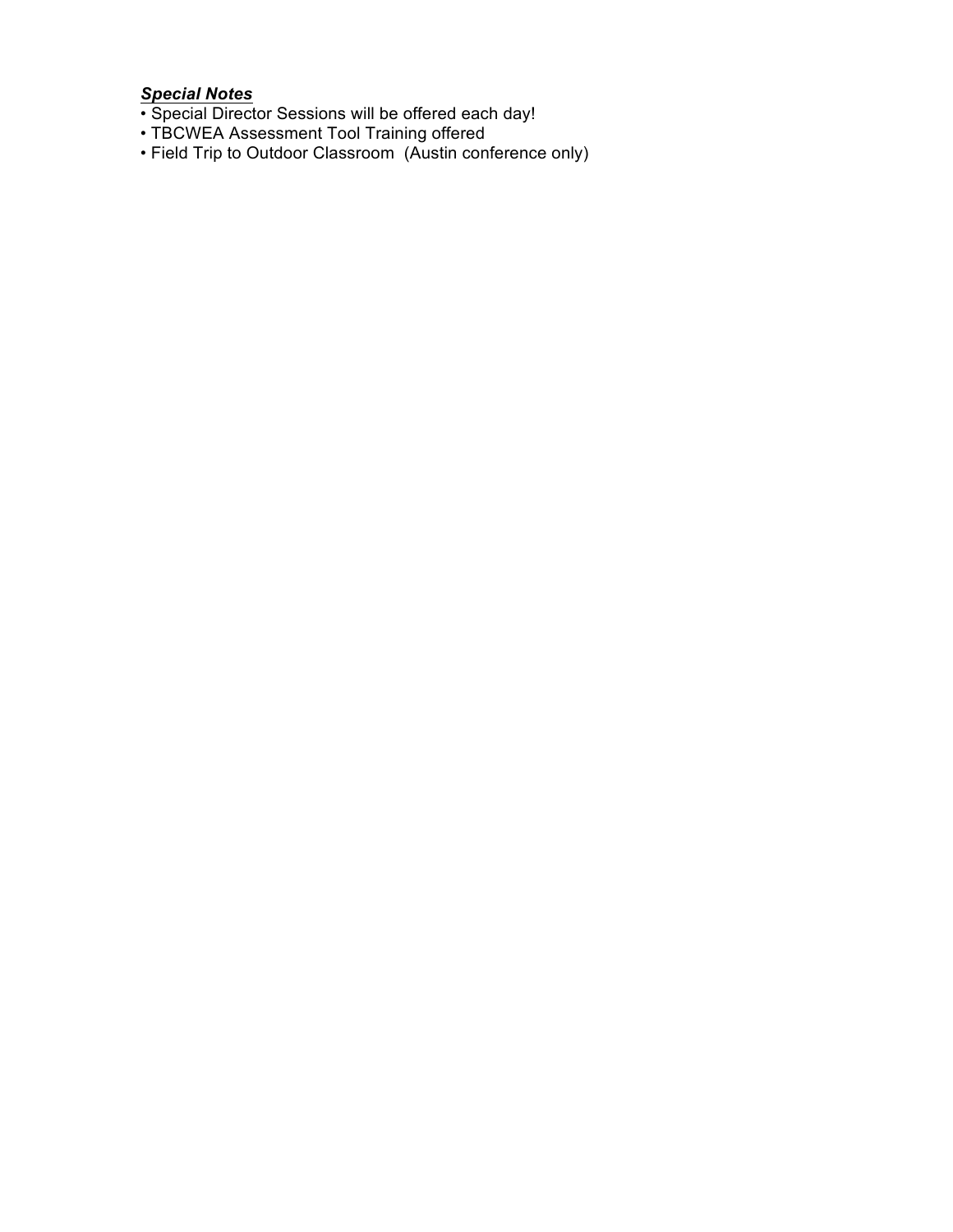***Special Notes***

- Special Director Sessions will be offered each day!
- TBCWEA Assessment Tool Training offered
- Field Trip to Outdoor Classroom (Austin conference only)